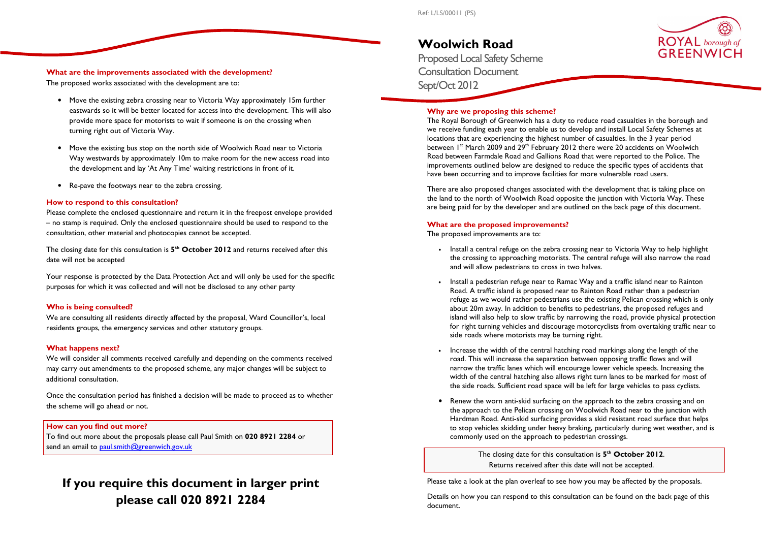Ref: L/LS/00011 (PS)

# Woolwich Road

## Proposed Local Safety Scheme
## Consultation Document
## Sept/Oct 2012

ROYAL borough of GREENWICH

### Why are we proposing this scheme?

The Royal Borough of Greenwich has a duty to reduce road casualties in the borough and we receive funding each year to enable us to develop and install Local Safety Schemes at locations that are experiencing the highest number of casualties. In the 3 year period between 1st March 2009 and 29th February 2012 there were 20 accidents on Woolwich Road between Farmdale Road and Gallions Road that were reported to the Police. The improvements outlined below are designed to reduce the specific types of accidents that have been occurring and to improve facilities for more vulnerable road users.

There are also proposed changes associated with the development that is taking place on the land to the north of Woolwich Road opposite the junction with Victoria Way. These are being paid for by the developer and are outlined on the back page of this document.

### What are the proposed improvements?

The proposed improvements are to:

- Install a central refuge on the zebra crossing near to Victoria Way to help highlight the crossing to approaching motorists. The central refuge will also narrow the road and will allow pedestrians to cross in two halves.
- Install a pedestrian refuge near to Ramac Way and a traffic island near to Rainton Road. A traffic island is proposed near to Rainton Road rather than a pedestrian refuge as we would rather pedestrians use the existing Pelican crossing which is only about 20m away. In addition to benefits to pedestrians, the proposed refuges and island will also help to slow traffic by narrowing the road, provide physical protection for right turning vehicles and discourage motorcyclists from overtaking traffic near to side roads where motorists may be turning right.
- Increase the width of the central hatching road markings along the length of the road. This will increase the separation between opposing traffic flows and will narrow the traffic lanes which will encourage lower vehicle speeds. Increasing the width of the central hatching also allows right turn lanes to be marked for most of the side roads. Sufficient road space will be left for large vehicles to pass cyclists.
- Renew the worn anti-skid surfacing on the approach to the zebra crossing and on the approach to the Pelican crossing on Woolwich Road near to the junction with Hardman Road. Anti-skid surfacing provides a skid resistant road surface that helps to stop vehicles skidding under heavy braking, particularly during wet weather, and is commonly used on the approach to pedestrian crossings.

The closing date for this consultation is 5th **October 2012**.
Returns received after this date will not be accepted.

Please take a look at the plan overleaf to see how you may be affected by the proposals.

Details on how you can respond to this consultation can be found on the back page of this document.

### What are the improvements associated with the development?

The proposed works associated with the development are to:

- Move the existing zebra crossing near to Victoria Way approximately 15m further eastwards so it will be better located for access into the development. This will also provide more space for motorists to wait if someone is on the crossing when turning right out of Victoria Way.
- Move the existing bus stop on the north side of Woolwich Road near to Victoria Way westwards by approximately 10m to make room for the new access road into the development and lay 'At Any Time' waiting restrictions in front of it.
- Re-pave the footways near to the zebra crossing.

### How to respond to this consultation?

Please complete the enclosed questionnaire and return it in the freepost envelope provided – no stamp is required. Only the enclosed questionnaire should be used to respond to the consultation, other material and photocopies cannot be accepted.

The closing date for this consultation is **5th October 2012** and returns received after this date will not be accepted

Your response is protected by the Data Protection Act and will only be used for the specific purposes for which it was collected and will not be disclosed to any other party

### Who is being consulted?

We are consulting all residents directly affected by the proposal, Ward Councillor's, local residents groups, the emergency services and other statutory groups.

### What happens next?

We will consider all comments received carefully and depending on the comments received may carry out amendments to the proposed scheme, any major changes will be subject to additional consultation.

Once the consultation period has finished a decision will be made to proceed as to whether the scheme will go ahead or not.

### How can you find out more?

To find out more about the proposals please call Paul Smith on **020 8921 2284** or send an email to paul.smith@greenwich.gov.uk

## If you require this document in larger print please call 020 8921 2284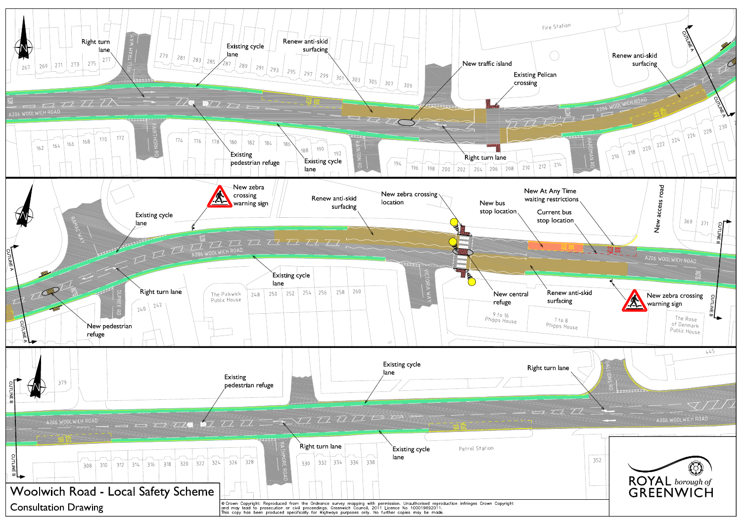# Woolwich Road - Local Safety Scheme

Consultation Drawing

Right turn lane

Existing cycle lane

Renew anti-skid surfacing

New traffic island

Existing Pelican crossing

Renew anti-skid surfacing

Existing pedestrian refuge

Existing cycle lane

Right turn lane

New zebra crossing warning sign

Existing cycle lane

Renew anti-skid surfacing

New zebra crossing location

New bus stop location

New At Any Time waiting restrictions

Current bus stop location

New access road

Right turn lane

New pedestrian refuge

Existing cycle lane

New central refuge

Renew anti-skid surfacing

New zebra crossing warning sign

Existing pedestrian refuge

Existing cycle lane

Right turn lane

Right turn lane

Existing cycle lane

ROYAL borough of GREENWICH

© Crown Copyright: Reproduced from the Ordnance survey mapping with permission. Unauthorised reproduction infringes Crown Copyright and may lead to prosecution or civil proceedings. Greenwich Council, 2011 Licence No 100019692011. This copy has been produced specifically for Highways purposes only. No further copies may be made.